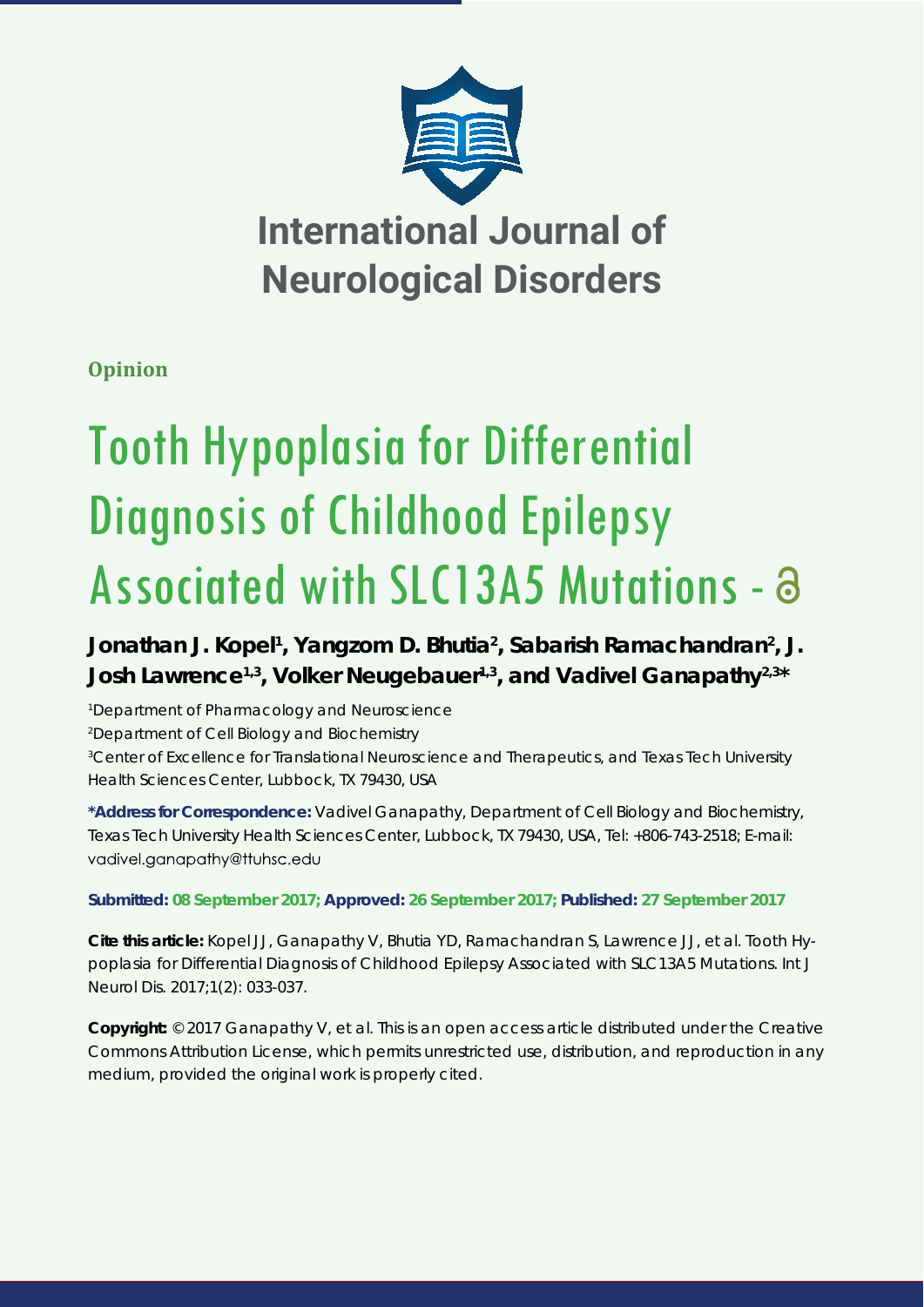# International Journal of Neurological Disorders

**Opinion**

# Tooth Hypoplasia for Differential Diagnosis of Childhood Epilepsy Associated with SLC13A5 Mutations

**Jonathan J. Kopel[1], Yangzom D. Bhutia[2], Sabarish Ramachandran[2], J. Josh Lawrence[1,3], Volker Neugebauer[1,3], and Vadivel Ganapathy[2,3]***

[1]Department of Pharmacology and Neuroscience

[2]Department of Cell Biology and Biochemistry

[3]Center of Excellence for Translational Neuroscience and Therapeutics, and Texas Tech University Health Sciences Center, Lubbock, TX 79430, USA

**\*Address for Correspondence:** Vadivel Ganapathy, Department of Cell Biology and Biochemistry, Texas Tech University Health Sciences Center, Lubbock, TX 79430, USA, Tel: +806-743-2518; E-mail: vadivel.ganapathy@ttuhsc.edu

**Submitted: 08 September 2017; Approved: 26 September 2017; Published: 27 September 2017**

**Cite this article:** Kopel JJ, Ganapathy V, Bhutia YD, Ramachandran S, Lawrence JJ, et al. Tooth Hypoplasia for Differential Diagnosis of Childhood Epilepsy Associated with SLC13A5 Mutations. Int J Neurol Dis. 2017;1(2): 033-037.

**Copyright:** © 2017 Ganapathy V, et al. This is an open access article distributed under the Creative Commons Attribution License, which permits unrestricted use, distribution, and reproduction in any medium, provided the original work is properly cited.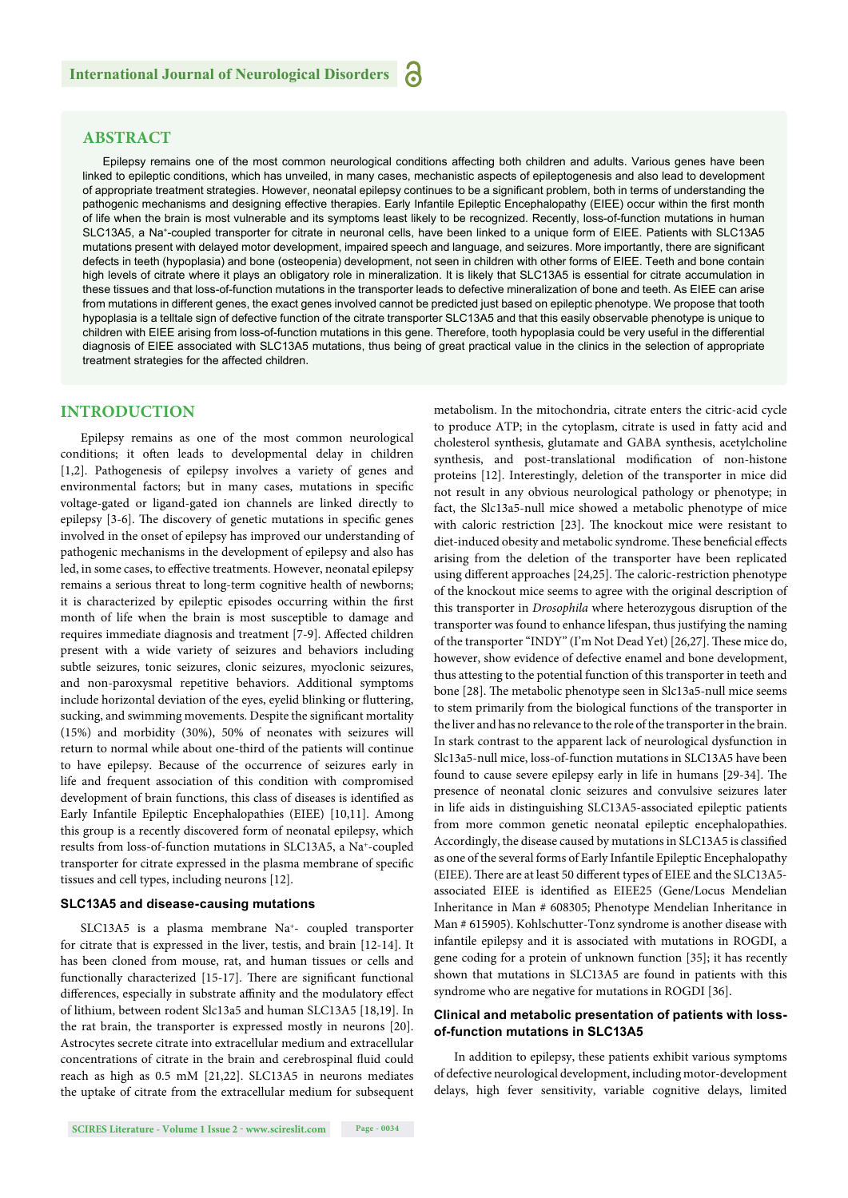## ABSTRACT

Epilepsy remains one of the most common neurological conditions affecting both children and adults. Various genes have been linked to epileptic conditions, which has unveiled, in many cases, mechanistic aspects of epileptogenesis and also lead to development of appropriate treatment strategies. However, neonatal epilepsy continues to be a significant problem, both in terms of understanding the pathogenic mechanisms and designing effective therapies. Early Infantile Epileptic Encephalopathy (EIEE) occur within the first month of life when the brain is most vulnerable and its symptoms least likely to be recognized. Recently, loss-of-function mutations in human SLC13A5, a $Na^+$-coupled transporter for citrate in neuronal cells, have been linked to a unique form of EIEE. Patients with SLC13A5 mutations present with delayed motor development, impaired speech and language, and seizures. More importantly, there are significant defects in teeth (hypoplasia) and bone (osteopenia) development, not seen in children with other forms of EIEE. Teeth and bone contain high levels of citrate where it plays an obligatory role in mineralization. It is likely that SLC13A5 is essential for citrate accumulation in these tissues and that loss-of-function mutations in the transporter leads to defective mineralization of bone and teeth. As EIEE can arise from mutations in different genes, the exact genes involved cannot be predicted just based on epileptic phenotype. We propose that tooth hypoplasia is a telltale sign of defective function of the citrate transporter SLC13A5 and that this easily observable phenotype is unique to children with EIEE arising from loss-of-function mutations in this gene. Therefore, tooth hypoplasia could be very useful in the differential diagnosis of EIEE associated with SLC13A5 mutations, thus being of great practical value in the clinics in the selection of appropriate treatment strategies for the affected children.

## INTRODUCTION

Epilepsy remains as one of the most common neurological conditions; it often leads to developmental delay in children [1,2]. Pathogenesis of epilepsy involves a variety of genes and environmental factors; but in many cases, mutations in specific voltage-gated or ligand-gated ion channels are linked directly to epilepsy [3-6]. The discovery of genetic mutations in specific genes involved in the onset of epilepsy has improved our understanding of pathogenic mechanisms in the development of epilepsy and also has led, in some cases, to effective treatments. However, neonatal epilepsy remains a serious threat to long-term cognitive health of newborns; it is characterized by epileptic episodes occurring within the first month of life when the brain is most susceptible to damage and requires immediate diagnosis and treatment [7-9]. Affected children present with a wide variety of seizures and behaviors including subtle seizures, tonic seizures, clonic seizures, myoclonic seizures, and non-paroxysmal repetitive behaviors. Additional symptoms include horizontal deviation of the eyes, eyelid blinking or fluttering, sucking, and swimming movements. Despite the significant mortality (15%) and morbidity (30%), 50% of neonates with seizures will return to normal while about one-third of the patients will continue to have epilepsy. Because of the occurrence of seizures early in life and frequent association of this condition with compromised development of brain functions, this class of diseases is identified as Early Infantile Epileptic Encephalopathies (EIEE) [10,11]. Among this group is a recently discovered form of neonatal epilepsy, which results from loss-of-function mutations in SLC13A5, a $Na^+$-coupled transporter for citrate expressed in the plasma membrane of specific tissues and cell types, including neurons [12].

### SLC13A5 and disease-causing mutations

SLC13A5 is a plasma membrane $Na^+$- coupled transporter for citrate that is expressed in the liver, testis, and brain [12-14]. It has been cloned from mouse, rat, and human tissues or cells and functionally characterized [15-17]. There are significant functional differences, especially in substrate affinity and the modulatory effect of lithium, between rodent Slc13a5 and human SLC13A5 [18,19]. In the rat brain, the transporter is expressed mostly in neurons [20]. Astrocytes secrete citrate into extracellular medium and extracellular concentrations of citrate in the brain and cerebrospinal fluid could reach as high as 0.5 mM [21,22]. SLC13A5 in neurons mediates the uptake of citrate from the extracellular medium for subsequent metabolism. In the mitochondria, citrate enters the citric-acid cycle to produce ATP; in the cytoplasm, citrate is used in fatty acid and cholesterol synthesis, glutamate and GABA synthesis, acetylcholine synthesis, and post-translational modification of non-histone proteins [12]. Interestingly, deletion of the transporter in mice did not result in any obvious neurological pathology or phenotype; in fact, the Slc13a5-null mice showed a metabolic phenotype of mice with caloric restriction [23]. The knockout mice were resistant to diet-induced obesity and metabolic syndrome. These beneficial effects arising from the deletion of the transporter have been replicated using different approaches [24,25]. The caloric-restriction phenotype of the knockout mice seems to agree with the original description of this transporter in *Drosophila* where heterozygous disruption of the transporter was found to enhance lifespan, thus justifying the naming of the transporter "INDY" (I'm Not Dead Yet) [26,27]. These mice do, however, show evidence of defective enamel and bone development, thus attesting to the potential function of this transporter in teeth and bone [28]. The metabolic phenotype seen in Slc13a5-null mice seems to stem primarily from the biological functions of the transporter in the liver and has no relevance to the role of the transporter in the brain. In stark contrast to the apparent lack of neurological dysfunction in Slc13a5-null mice, loss-of-function mutations in SLC13A5 have been found to cause severe epilepsy early in life in humans [29-34]. The presence of neonatal clonic seizures and convulsive seizures later in life aids in distinguishing SLC13A5-associated epileptic patients from more common genetic neonatal epileptic encephalopathies. Accordingly, the disease caused by mutations in SLC13A5 is classified as one of the several forms of Early Infantile Epileptic Encephalopathy (EIEE). There are at least 50 different types of EIEE and the SLC13A5-associated EIEE is identified as EIEE25 (Gene/Locus Mendelian Inheritance in Man # 608305; Phenotype Mendelian Inheritance in Man # 615905). Kohlschutter-Tonz syndrome is another disease with infantile epilepsy and it is associated with mutations in ROGDI, a gene coding for a protein of unknown function [35]; it has recently shown that mutations in SLC13A5 are found in patients with this syndrome who are negative for mutations in ROGDI [36].

### Clinical and metabolic presentation of patients with loss-of-function mutations in SLC13A5

In addition to epilepsy, these patients exhibit various symptoms of defective neurological development, including motor-development delays, high fever sensitivity, variable cognitive delays, limited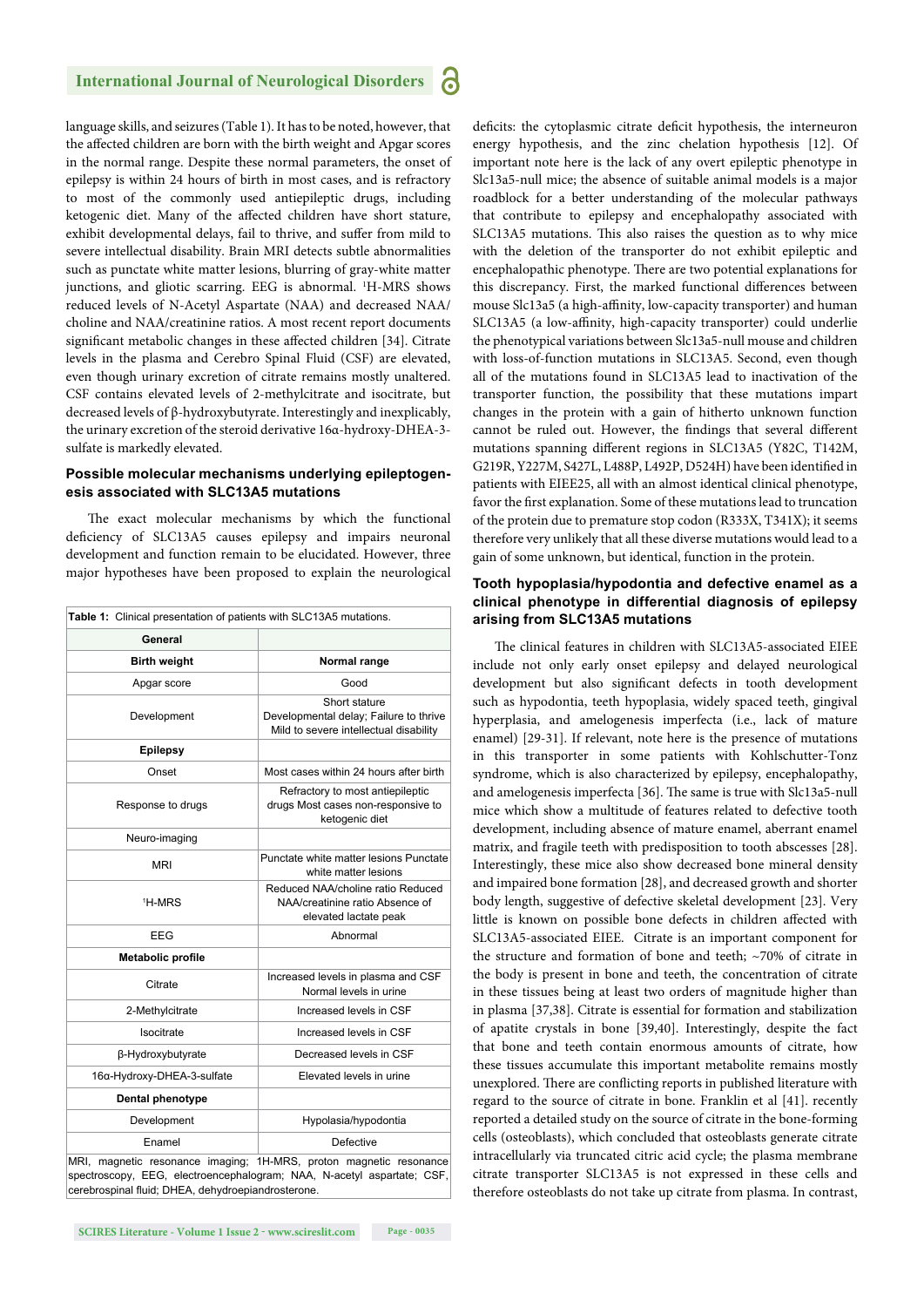language skills, and seizures (Table 1). It has to be noted, however, that the affected children are born with the birth weight and Apgar scores in the normal range. Despite these normal parameters, the onset of epilepsy is within 24 hours of birth in most cases, and is refractory to most of the commonly used antiepileptic drugs, including ketogenic diet. Many of the affected children have short stature, exhibit developmental delays, fail to thrive, and suffer from mild to severe intellectual disability. Brain MRI detects subtle abnormalities such as punctate white matter lesions, blurring of gray-white matter junctions, and gliotic scarring. EEG is abnormal. $^{1}$H-MRS shows reduced levels of N-Acetyl Aspartate (NAA) and decreased NAA/choline and NAA/creatinine ratios. A most recent report documents significant metabolic changes in these affected children [34]. Citrate levels in the plasma and Cerebro Spinal Fluid (CSF) are elevated, even though urinary excretion of citrate remains mostly unaltered. CSF contains elevated levels of 2-methylcitrate and isocitrate, but decreased levels of β-hydroxybutyrate. Interestingly and inexplicably, the urinary excretion of the steroid derivative 16α-hydroxy-DHEA-3-sulfate is markedly elevated.

### Possible molecular mechanisms underlying epileptogenesis associated with SLC13A5 mutations

The exact molecular mechanisms by which the functional deficiency of SLC13A5 causes epilepsy and impairs neuronal development and function remain to be elucidated. However, three major hypotheses have been proposed to explain the neurological deficits: the cytoplasmic citrate deficit hypothesis, the interneuron energy hypothesis, and the zinc chelation hypothesis [12]. Of important note here is the lack of any overt epileptic phenotype in Slc13a5-null mice; the absence of suitable animal models is a major roadblock for a better understanding of the molecular pathways that contribute to epilepsy and encephalopathy associated with SLC13A5 mutations. This also raises the question as to why mice with the deletion of the transporter do not exhibit epileptic and encephalopathic phenotype. There are two potential explanations for this discrepancy. First, the marked functional differences between mouse Slc13a5 (a high-affinity, low-capacity transporter) and human SLC13A5 (a low-affinity, high-capacity transporter) could underlie the phenotypical variations between Slc13a5-null mouse and children with loss-of-function mutations in SLC13A5. Second, even though all of the mutations found in SLC13A5 lead to inactivation of the transporter function, the possibility that these mutations impart changes in the protein with a gain of hitherto unknown function cannot be ruled out. However, the findings that several different mutations spanning different regions in SLC13A5 (Y82C, T142M, G219R, Y227M, S427L, L488P, L492P, D524H) have been identified in patients with EIEE25, all with an almost identical clinical phenotype, favor the first explanation. Some of these mutations lead to truncation of the protein due to premature stop codon (R333X, T341X); it seems therefore very unlikely that all these diverse mutations would lead to a gain of some unknown, but identical, function in the protein.

**Table 1:** Clinical presentation of patients with SLC13A5 mutations.

| General | |
|---|---|
| **Birth weight** | **Normal range** |
| Apgar score | Good |
| Development | Short stature<br>Developmental delay; Failure to thrive<br>Mild to severe intellectual disability |
| **Epilepsy** | |
| Onset | Most cases within 24 hours after birth |
| Response to drugs | Refractory to most antiepileptic drugs Most cases non-responsive to ketogenic diet |
| Neuro-imaging | |
| MRI | Punctate white matter lesions Punctate white matter lesions |
| $^{1}$H-MRS | Reduced NAA/choline ratio Reduced NAA/creatinine ratio Absence of elevated lactate peak |
| EEG | Abnormal |
| **Metabolic profile** | |
| Citrate | Increased levels in plasma and CSF Normal levels in urine |
| 2-Methylcitrate | Increased levels in CSF |
| Isocitrate | Increased levels in CSF |
| β-Hydroxybutyrate | Decreased levels in CSF |
| 16α-Hydroxy-DHEA-3-sulfate | Elevated levels in urine |
| **Dental phenotype** | |
| Development | Hypolasia/hypodontia |
| Enamel | Defective |

MRI, magnetic resonance imaging; 1H-MRS, proton magnetic resonance spectroscopy, EEG, electroencephalogram; NAA, N-acetyl aspartate; CSF, cerebrospinal fluid; DHEA, dehydroepiandrosterone.

### Tooth hypoplasia/hypodontia and defective enamel as a clinical phenotype in differential diagnosis of epilepsy arising from SLC13A5 mutations

The clinical features in children with SLC13A5-associated EIEE include not only early onset epilepsy and delayed neurological development but also significant defects in tooth development such as hypodontia, teeth hypoplasia, widely spaced teeth, gingival hyperplasia, and amelogenesis imperfecta (i.e., lack of mature enamel) [29-31]. If relevant, note here is the presence of mutations in this transporter in some patients with Kohlschutter-Tonz syndrome, which is also characterized by epilepsy, encephalopathy, and amelogenesis imperfecta [36]. The same is true with Slc13a5-null mice which show a multitude of features related to defective tooth development, including absence of mature enamel, aberrant enamel matrix, and fragile teeth with predisposition to tooth abscesses [28]. Interestingly, these mice also show decreased bone mineral density and impaired bone formation [28], and decreased growth and shorter body length, suggestive of defective skeletal development [23]. Very little is known on possible bone defects in children affected with SLC13A5-associated EIEE. Citrate is an important component for the structure and formation of bone and teeth; ~70% of citrate in the body is present in bone and teeth, the concentration of citrate in these tissues being at least two orders of magnitude higher than in plasma [37,38]. Citrate is essential for formation and stabilization of apatite crystals in bone [39,40]. Interestingly, despite the fact that bone and teeth contain enormous amounts of citrate, how these tissues accumulate this important metabolite remains mostly unexplored. There are conflicting reports in published literature with regard to the source of citrate in bone. Franklin et al [41]. recently reported a detailed study on the source of citrate in the bone-forming cells (osteoblasts), which concluded that osteoblasts generate citrate intracellularly via truncated citric acid cycle; the plasma membrane citrate transporter SLC13A5 is not expressed in these cells and therefore osteoblasts do not take up citrate from plasma. In contrast,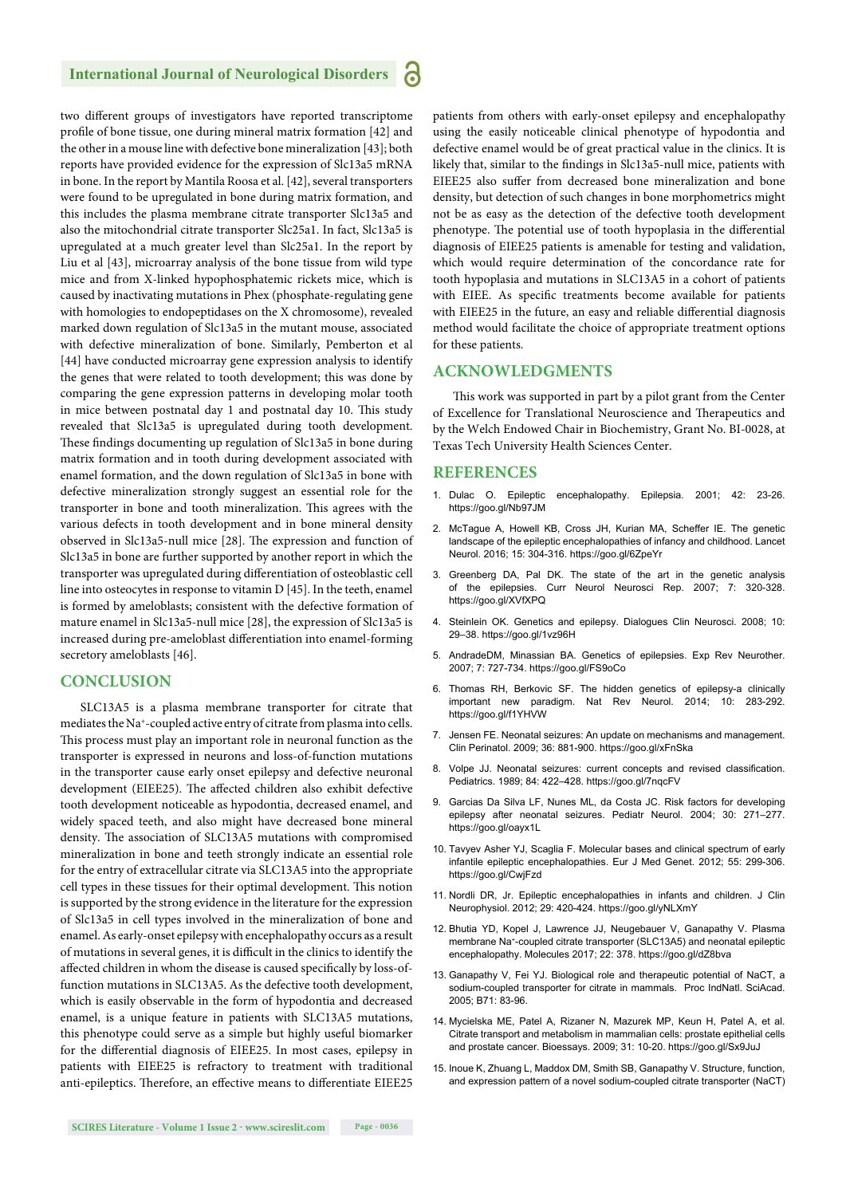two different groups of investigators have reported transcriptome profile of bone tissue, one during mineral matrix formation [42] and the other in a mouse line with defective bone mineralization [43]; both reports have provided evidence for the expression of Slc13a5 mRNA in bone. In the report by Mantila Roosa et al. [42], several transporters were found to be upregulated in bone during matrix formation, and this includes the plasma membrane citrate transporter Slc13a5 and also the mitochondrial citrate transporter Slc25a1. In fact, Slc13a5 is upregulated at a much greater level than Slc25a1. In the report by Liu et al [43], microarray analysis of the bone tissue from wild type mice and from X-linked hypophosphatemic rickets mice, which is caused by inactivating mutations in Phex (phosphate-regulating gene with homologies to endopeptidases on the X chromosome), revealed marked down regulation of Slc13a5 in the mutant mouse, associated with defective mineralization of bone. Similarly, Pemberton et al [44] have conducted microarray gene expression analysis to identify the genes that were related to tooth development; this was done by comparing the gene expression patterns in developing molar tooth in mice between postnatal day 1 and postnatal day 10. This study revealed that Slc13a5 is upregulated during tooth development. These findings documenting up regulation of Slc13a5 in bone during matrix formation and in tooth during development associated with enamel formation, and the down regulation of Slc13a5 in bone with defective mineralization strongly suggest an essential role for the transporter in bone and tooth mineralization. This agrees with the various defects in tooth development and in bone mineral density observed in Slc13a5-null mice [28]. The expression and function of Slc13a5 in bone are further supported by another report in which the transporter was upregulated during differentiation of osteoblastic cell line into osteocytes in response to vitamin D [45]. In the teeth, enamel is formed by ameloblasts; consistent with the defective formation of mature enamel in Slc13a5-null mice [28], the expression of Slc13a5 is increased during pre-ameloblast differentiation into enamel-forming secretory ameloblasts [46].

## CONCLUSION

SLC13A5 is a plasma membrane transporter for citrate that mediates the $Na^{+}$-coupled active entry of citrate from plasma into cells. This process must play an important role in neuronal function as the transporter is expressed in neurons and loss-of-function mutations in the transporter cause early onset epilepsy and defective neuronal development (EIEE25). The affected children also exhibit defective tooth development noticeable as hypodontia, decreased enamel, and widely spaced teeth, and also might have decreased bone mineral density. The association of SLC13A5 mutations with compromised mineralization in bone and teeth strongly indicate an essential role for the entry of extracellular citrate via SLC13A5 into the appropriate cell types in these tissues for their optimal development. This notion is supported by the strong evidence in the literature for the expression of Slc13a5 in cell types involved in the mineralization of bone and enamel. As early-onset epilepsy with encephalopathy occurs as a result of mutations in several genes, it is difficult in the clinics to identify the affected children in whom the disease is caused specifically by loss-of-function mutations in SLC13A5. As the defective tooth development, which is easily observable in the form of hypodontia and decreased enamel, is a unique feature in patients with SLC13A5 mutations, this phenotype could serve as a simple but highly useful biomarker for the differential diagnosis of EIEE25. In most cases, epilepsy in patients with EIEE25 is refractory to treatment with traditional anti-epileptics. Therefore, an effective means to differentiate EIEE25 patients from others with early-onset epilepsy and encephalopathy using the easily noticeable clinical phenotype of hypodontia and defective enamel would be of great practical value in the clinics. It is likely that, similar to the findings in Slc13a5-null mice, patients with EIEE25 also suffer from decreased bone mineralization and bone density, but detection of such changes in bone morphometrics might not be as easy as the detection of the defective tooth development phenotype. The potential use of tooth hypoplasia in the differential diagnosis of EIEE25 patients is amenable for testing and validation, which would require determination of the concordance rate for tooth hypoplasia and mutations in SLC13A5 in a cohort of patients with EIEE. As specific treatments become available for patients with EIEE25 in the future, an easy and reliable differential diagnosis method would facilitate the choice of appropriate treatment options for these patients.

## ACKNOWLEDGMENTS

This work was supported in part by a pilot grant from the Center of Excellence for Translational Neuroscience and Therapeutics and by the Welch Endowed Chair in Biochemistry, Grant No. BI-0028, at Texas Tech University Health Sciences Center.

## REFERENCES

1. Dulac O. Epileptic encephalopathy. Epilepsia. 2001; 42: 23-26. https://goo.gl/Nb97JM
2. McTague A, Howell KB, Cross JH, Kurian MA, Scheffer IE. The genetic landscape of the epileptic encephalopathies of infancy and childhood. Lancet Neurol. 2016; 15: 304-316. https://goo.gl/6ZpeYr
3. Greenberg DA, Pal DK. The state of the art in the genetic analysis of the epilepsies. Curr Neurol Neurosci Rep. 2007; 7: 320-328. https://goo.gl/XVfXPQ
4. Steinlein OK. Genetics and epilepsy. Dialogues Clin Neurosci. 2008; 10: 29–38. https://goo.gl/1vz96H
5. AndradeDM, Minassian BA. Genetics of epilepsies. Exp Rev Neurother. 2007; 7: 727-734. https://goo.gl/FS9oCo
6. Thomas RH, Berkovic SF. The hidden genetics of epilepsy-a clinically important new paradigm. Nat Rev Neurol. 2014; 10: 283-292. https://goo.gl/f1YHVW
7. Jensen FE. Neonatal seizures: An update on mechanisms and management. Clin Perinatol. 2009; 36: 881-900. https://goo.gl/xFnSka
8. Volpe JJ. Neonatal seizures: current concepts and revised classification. Pediatrics. 1989; 84: 422–428. https://goo.gl/7nqcFV
9. Garcias Da Silva LF, Nunes ML, da Costa JC. Risk factors for developing epilepsy after neonatal seizures. Pediatr Neurol. 2004; 30: 271–277. https://goo.gl/oayx1L
10. Tavyev Asher YJ, Scaglia F. Molecular bases and clinical spectrum of early infantile epileptic encephalopathies. Eur J Med Genet. 2012; 55: 299-306. https://goo.gl/CwjFzd
11. Nordli DR, Jr. Epileptic encephalopathies in infants and children. J Clin Neurophysiol. 2012; 29: 420-424. https://goo.gl/yNLXmY
12. Bhutia YD, Kopel J, Lawrence JJ, Neugebauer V, Ganapathy V. Plasma membrane $Na^{+}$-coupled citrate transporter (SLC13A5) and neonatal epileptic encephalopathy. Molecules 2017; 22: 378. https://goo.gl/dZ8bva
13. Ganapathy V, Fei YJ. Biological role and therapeutic potential of NaCT, a sodium-coupled transporter for citrate in mammals. Proc IndNatl. SciAcad. 2005; B71: 83-96.
14. Mycielska ME, Patel A, Rizaner N, Mazurek MP, Keun H, Patel A, et al. Citrate transport and metabolism in mammalian cells: prostate epithelial cells and prostate cancer. Bioessays. 2009; 31: 10-20. https://goo.gl/Sx9JuJ
15. Inoue K, Zhuang L, Maddox DM, Smith SB, Ganapathy V. Structure, function, and expression pattern of a novel sodium-coupled citrate transporter (NaCT)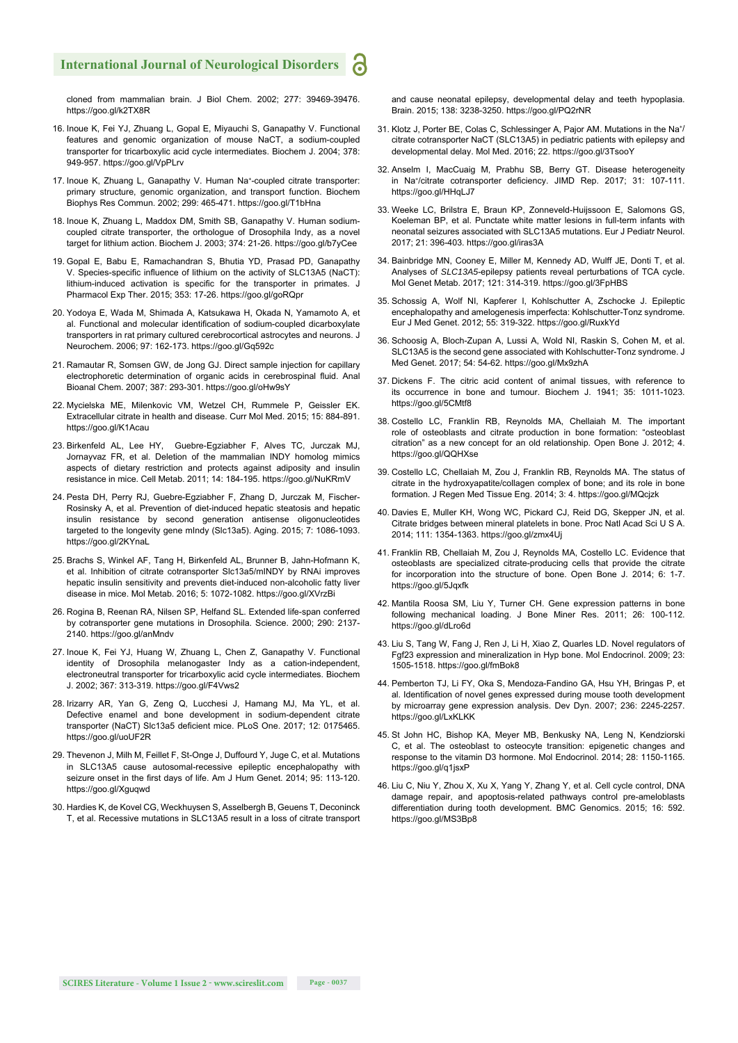cloned from mammalian brain. J Biol Chem. 2002; 277: 39469-39476. https://goo.gl/k2TX8R

16. Inoue K, Fei YJ, Zhuang L, Gopal E, Miyauchi S, Ganapathy V. Functional features and genomic organization of mouse NaCT, a sodium-coupled transporter for tricarboxylic acid cycle intermediates. Biochem J. 2004; 378: 949-957. https://goo.gl/VpPLrv

17. Inoue K, Zhuang L, Ganapathy V. Human $Na^+$-coupled citrate transporter: primary structure, genomic organization, and transport function. Biochem Biophys Res Commun. 2002; 299: 465-471. https://goo.gl/T1bHna

18. Inoue K, Zhuang L, Maddox DM, Smith SB, Ganapathy V. Human sodium-coupled citrate transporter, the orthologue of Drosophila Indy, as a novel target for lithium action. Biochem J. 2003; 374: 21-26. https://goo.gl/b7yCee

19. Gopal E, Babu E, Ramachandran S, Bhutia YD, Prasad PD, Ganapathy V. Species-specific influence of lithium on the activity of SLC13A5 (NaCT): lithium-induced activation is specific for the transporter in primates. J Pharmacol Exp Ther. 2015; 353: 17-26. https://goo.gl/goRQpr

20. Yodoya E, Wada M, Shimada A, Katsukawa H, Okada N, Yamamoto A, et al. Functional and molecular identification of sodium-coupled dicarboxylate transporters in rat primary cultured cerebrocortical astrocytes and neurons. J Neurochem. 2006; 97: 162-173. https://goo.gl/Gq592c

21. Ramautar R, Somsen GW, de Jong GJ. Direct sample injection for capillary electrophoretic determination of organic acids in cerebrospinal fluid. Anal Bioanal Chem. 2007; 387: 293-301. https://goo.gl/oHw9sY

22. Mycielska ME, Milenkovic VM, Wetzel CH, Rummele P, Geissler EK. Extracellular citrate in health and disease. Curr Mol Med. 2015; 15: 884-891. https://goo.gl/K1Acau

23. Birkenfeld AL, Lee HY, Guebre-Egziabher F, Alves TC, Jurczak MJ, Jornayvaz FR, et al. Deletion of the mammalian INDY homolog mimics aspects of dietary restriction and protects against adiposity and insulin resistance in mice. Cell Metab. 2011; 14: 184-195. https://goo.gl/NuKRmV

24. Pesta DH, Perry RJ, Guebre-Egziabher F, Zhang D, Jurczak M, Fischer-Rosinsky A, et al. Prevention of diet-induced hepatic steatosis and hepatic insulin resistance by second generation antisense oligonucleotides targeted to the longevity gene mIndy (Slc13a5). Aging. 2015; 7: 1086-1093. https://goo.gl/2KYnaL

25. Brachs S, Winkel AF, Tang H, Birkenfeld AL, Brunner B, Jahn-Hofmann K, et al. Inhibition of citrate cotransporter Slc13a5/mINDY by RNAi improves hepatic insulin sensitivity and prevents diet-induced non-alcoholic fatty liver disease in mice. Mol Metab. 2016; 5: 1072-1082. https://goo.gl/XVrzBi

26. Rogina B, Reenan RA, Nilsen SP, Helfand SL. Extended life-span conferred by cotransporter gene mutations in Drosophila. Science. 2000; 290: 2137-2140. https://goo.gl/anMndv

27. Inoue K, Fei YJ, Huang W, Zhuang L, Chen Z, Ganapathy V. Functional identity of Drosophila melanogaster Indy as a cation-independent, electroneutral transporter for tricarboxylic acid cycle intermediates. Biochem J. 2002; 367: 313-319. https://goo.gl/F4Vws2

28. Irizarry AR, Yan G, Zeng Q, Lucchesi J, Hamang MJ, Ma YL, et al. Defective enamel and bone development in sodium-dependent citrate transporter (NaCT) Slc13a5 deficient mice. PLoS One. 2017; 12: 0175465. https://goo.gl/uoUF2R

29. Thevenon J, Milh M, Feillet F, St-Onge J, Duffourd Y, Juge C, et al. Mutations in SLC13A5 cause autosomal-recessive epileptic encephalopathy with seizure onset in the first days of life. Am J Hum Genet. 2014; 95: 113-120. https://goo.gl/Xguqwd

30. Hardies K, de Kovel CG, Weckhuysen S, Asselbergh B, Geuens T, Deconinck T, et al. Recessive mutations in SLC13A5 result in a loss of citrate transport and cause neonatal epilepsy, developmental delay and teeth hypoplasia. Brain. 2015; 138: 3238-3250. https://goo.gl/PQ2rNR

31. Klotz J, Porter BE, Colas C, Schlessinger A, Pajor AM. Mutations in the $Na^+$/citrate cotransporter NaCT (SLC13A5) in pediatric patients with epilepsy and developmental delay. Mol Med. 2016; 22. https://goo.gl/3TsooY

32. Anselm I, MacCuaig M, Prabhu SB, Berry GT. Disease heterogeneity in $Na^+$/citrate cotransporter deficiency. JIMD Rep. 2017; 31: 107-111. https://goo.gl/HHqLJ7

33. Weeke LC, Brilstra E, Braun KP, Zonneveld-Huijssoon E, Salomons GS, Koeleman BP, et al. Punctate white matter lesions in full-term infants with neonatal seizures associated with SLC13A5 mutations. Eur J Pediatr Neurol. 2017; 21: 396-403. https://goo.gl/iras3A

34. Bainbridge MN, Cooney E, Miller M, Kennedy AD, Wulff JE, Donti T, et al. Analyses of *SLC13A5*-epilepsy patients reveal perturbations of TCA cycle. Mol Genet Metab. 2017; 121: 314-319. https://goo.gl/3FpHBS

35. Schossig A, Wolf NI, Kapferer I, Kohlschutter A, Zschocke J. Epileptic encephalopathy and amelogenesis imperfecta: Kohlschutter-Tonz syndrome. Eur J Med Genet. 2012; 55: 319-322. https://goo.gl/RuxkYd

36. Schoosig A, Bloch-Zupan A, Lussi A, Wold NI, Raskin S, Cohen M, et al. SLC13A5 is the second gene associated with Kohlschutter-Tonz syndrome. J Med Genet. 2017; 54: 54-62. https://goo.gl/Mx9zhA

37. Dickens F. The citric acid content of animal tissues, with reference to its occurrence in bone and tumour. Biochem J. 1941; 35: 1011-1023. https://goo.gl/5CMtf8

38. Costello LC, Franklin RB, Reynolds MA, Chellaiah M. The important role of osteoblasts and citrate production in bone formation: "osteoblast citration" as a new concept for an old relationship. Open Bone J. 2012; 4. https://goo.gl/QQHXse

39. Costello LC, Chellaiah M, Zou J, Franklin RB, Reynolds MA. The status of citrate in the hydroxyapatite/collagen complex of bone; and its role in bone formation. J Regen Med Tissue Eng. 2014; 3: 4. https://goo.gl/MQcjzk

40. Davies E, Muller KH, Wong WC, Pickard CJ, Reid DG, Skepper JN, et al. Citrate bridges between mineral platelets in bone. Proc Natl Acad Sci U S A. 2014; 111: 1354-1363. https://goo.gl/zmx4Uj

41. Franklin RB, Chellaiah M, Zou J, Reynolds MA, Costello LC. Evidence that osteoblasts are specialized citrate-producing cells that provide the citrate for incorporation into the structure of bone. Open Bone J. 2014; 6: 1-7. https://goo.gl/5Jqxfk

42. Mantila Roosa SM, Liu Y, Turner CH. Gene expression patterns in bone following mechanical loading. J Bone Miner Res. 2011; 26: 100-112. https://goo.gl/dLro6d

43. Liu S, Tang W, Fang J, Ren J, Li H, Xiao Z, Quarles LD. Novel regulators of Fgf23 expression and mineralization in Hyp bone. Mol Endocrinol. 2009; 23: 1505-1518. https://goo.gl/fmBok8

44. Pemberton TJ, Li FY, Oka S, Mendoza-Fandino GA, Hsu YH, Bringas P, et al. Identification of novel genes expressed during mouse tooth development by microarray gene expression analysis. Dev Dyn. 2007; 236: 2245-2257. https://goo.gl/LxKLKK

45. St John HC, Bishop KA, Meyer MB, Benkusky NA, Leng N, Kendziorski C, et al. The osteoblast to osteocyte transition: epigenetic changes and response to the vitamin D3 hormone. Mol Endocrinol. 2014; 28: 1150-1165. https://goo.gl/q1jsxP

46. Liu C, Niu Y, Zhou X, Xu X, Yang Y, Zhang Y, et al. Cell cycle control, DNA damage repair, and apoptosis-related pathways control pre-ameloblasts differentiation during tooth development. BMC Genomics. 2015; 16: 592. https://goo.gl/MS3Bp8